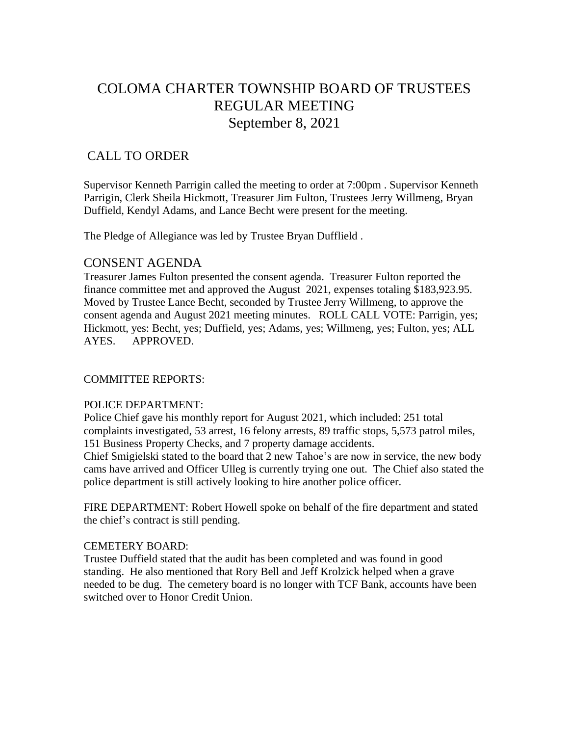# COLOMA CHARTER TOWNSHIP BOARD OF TRUSTEES REGULAR MEETING
# September 8, 2021

## CALL TO ORDER

Supervisor Kenneth Parrigin called the meeting to order at 7:00pm . Supervisor Kenneth Parrigin, Clerk Sheila Hickmott, Treasurer Jim Fulton, Trustees Jerry Willmeng, Bryan Duffield, Kendyl Adams, and Lance Becht were present for the meeting.

The Pledge of Allegiance was led by Trustee Bryan Dufflield .

## CONSENT AGENDA

Treasurer James Fulton presented the consent agenda. Treasurer Fulton reported the finance committee met and approved the August 2021, expenses totaling $183,923.95. Moved by Trustee Lance Becht, seconded by Trustee Jerry Willmeng, to approve the consent agenda and August 2021 meeting minutes. ROLL CALL VOTE: Parrigin, yes; Hickmott, yes: Becht, yes; Duffield, yes; Adams, yes; Willmeng, yes; Fulton, yes; ALL AYES. APPROVED.

COMMITTEE REPORTS:

POLICE DEPARTMENT:

Police Chief gave his monthly report for August 2021, which included: 251 total complaints investigated, 53 arrest, 16 felony arrests, 89 traffic stops, 5,573 patrol miles, 151 Business Property Checks, and 7 property damage accidents.

Chief Smigielski stated to the board that 2 new Tahoe's are now in service, the new body cams have arrived and Officer Ulleg is currently trying one out. The Chief also stated the police department is still actively looking to hire another police officer.

FIRE DEPARTMENT: Robert Howell spoke on behalf of the fire department and stated the chief's contract is still pending.

CEMETERY BOARD:

Trustee Duffield stated that the audit has been completed and was found in good standing. He also mentioned that Rory Bell and Jeff Krolzick helped when a grave needed to be dug. The cemetery board is no longer with TCF Bank, accounts have been switched over to Honor Credit Union.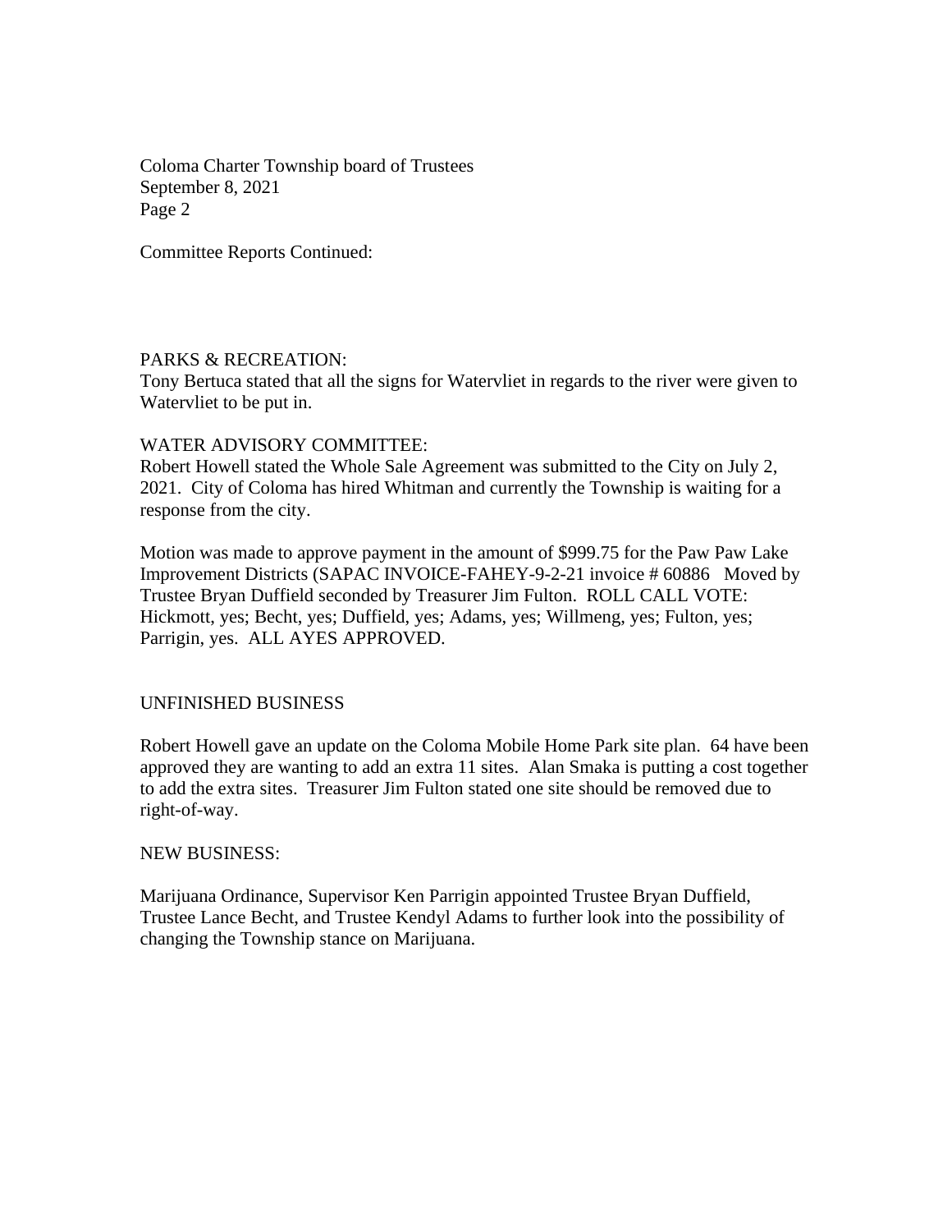Committee Reports Continued:

PARKS & RECREATION:
Tony Bertuca stated that all the signs for Watervliet in regards to the river were given to Watervliet to be put in.

WATER ADVISORY COMMITTEE:
Robert Howell stated the Whole Sale Agreement was submitted to the City on July 2, 2021. City of Coloma has hired Whitman and currently the Township is waiting for a response from the city.

Motion was made to approve payment in the amount of $999.75 for the Paw Paw Lake Improvement Districts (SAPAC INVOICE-FAHEY-9-2-21 invoice # 60886 Moved by Trustee Bryan Duffield seconded by Treasurer Jim Fulton. ROLL CALL VOTE: Hickmott, yes; Becht, yes; Duffield, yes; Adams, yes; Willmeng, yes; Fulton, yes; Parrigin, yes. ALL AYES APPROVED.

UNFINISHED BUSINESS

Robert Howell gave an update on the Coloma Mobile Home Park site plan. 64 have been approved they are wanting to add an extra 11 sites. Alan Smaka is putting a cost together to add the extra sites. Treasurer Jim Fulton stated one site should be removed due to right-of-way.

NEW BUSINESS:

Marijuana Ordinance, Supervisor Ken Parrigin appointed Trustee Bryan Duffield, Trustee Lance Becht, and Trustee Kendyl Adams to further look into the possibility of changing the Township stance on Marijuana.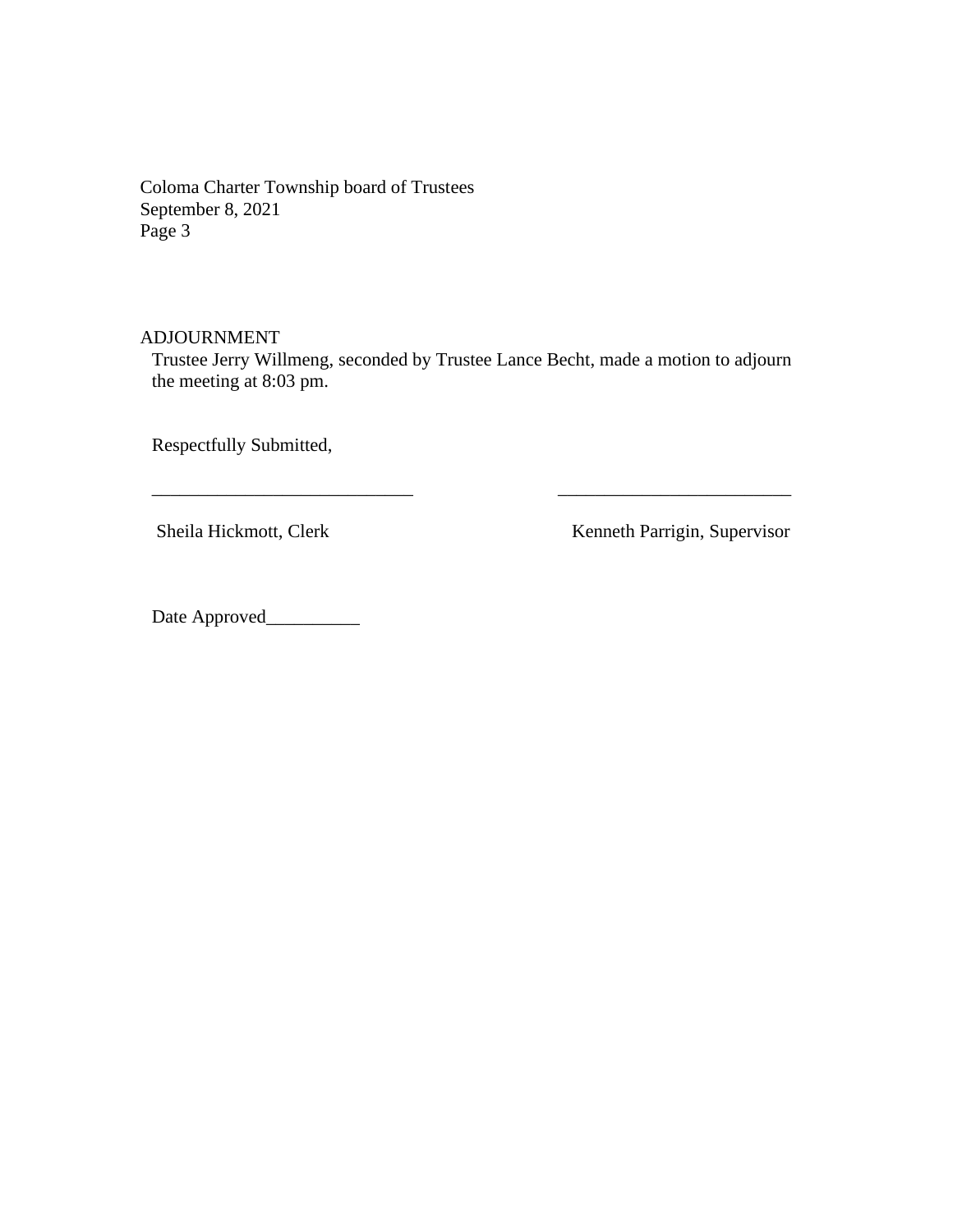## ADJOURNMENT

Trustee Jerry Willmeng, seconded by Trustee Lance Becht, made a motion to adjourn the meeting at 8:03 pm.

Respectfully Submitted,

____________________________ ________________________

Sheila Hickmott, Clerk Kenneth Parrigin, Supervisor

Date Approved__________